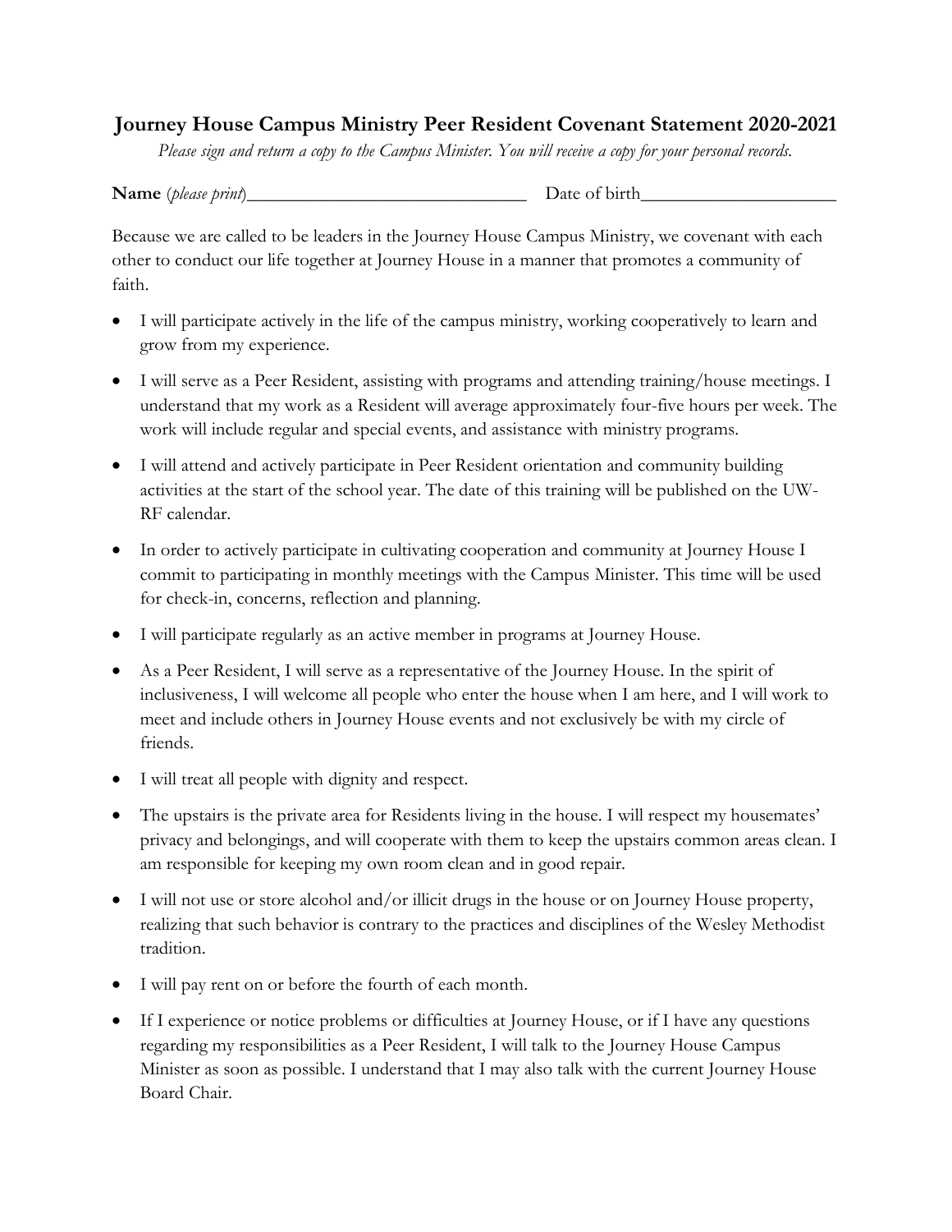## Journey House Campus Ministry Peer Resident Covenant Statement 2020-2021

*Please sign and return a copy to the Campus Minister. You will receive a copy for your personal records.*

**Name** (*please print*)______________________________ Date of birth____________________

Because we are called to be leaders in the Journey House Campus Ministry, we covenant with each other to conduct our life together at Journey House in a manner that promotes a community of faith.

- I will participate actively in the life of the campus ministry, working cooperatively to learn and grow from my experience.
- I will serve as a Peer Resident, assisting with programs and attending training/house meetings. I understand that my work as a Resident will average approximately four-five hours per week. The work will include regular and special events, and assistance with ministry programs.
- I will attend and actively participate in Peer Resident orientation and community building activities at the start of the school year. The date of this training will be published on the UW-RF calendar.
- In order to actively participate in cultivating cooperation and community at Journey House I commit to participating in monthly meetings with the Campus Minister. This time will be used for check-in, concerns, reflection and planning.
- I will participate regularly as an active member in programs at Journey House.
- As a Peer Resident, I will serve as a representative of the Journey House. In the spirit of inclusiveness, I will welcome all people who enter the house when I am here, and I will work to meet and include others in Journey House events and not exclusively be with my circle of friends.
- I will treat all people with dignity and respect.
- The upstairs is the private area for Residents living in the house. I will respect my housemates' privacy and belongings, and will cooperate with them to keep the upstairs common areas clean. I am responsible for keeping my own room clean and in good repair.
- I will not use or store alcohol and/or illicit drugs in the house or on Journey House property, realizing that such behavior is contrary to the practices and disciplines of the Wesley Methodist tradition.
- I will pay rent on or before the fourth of each month.
- If I experience or notice problems or difficulties at Journey House, or if I have any questions regarding my responsibilities as a Peer Resident, I will talk to the Journey House Campus Minister as soon as possible. I understand that I may also talk with the current Journey House Board Chair.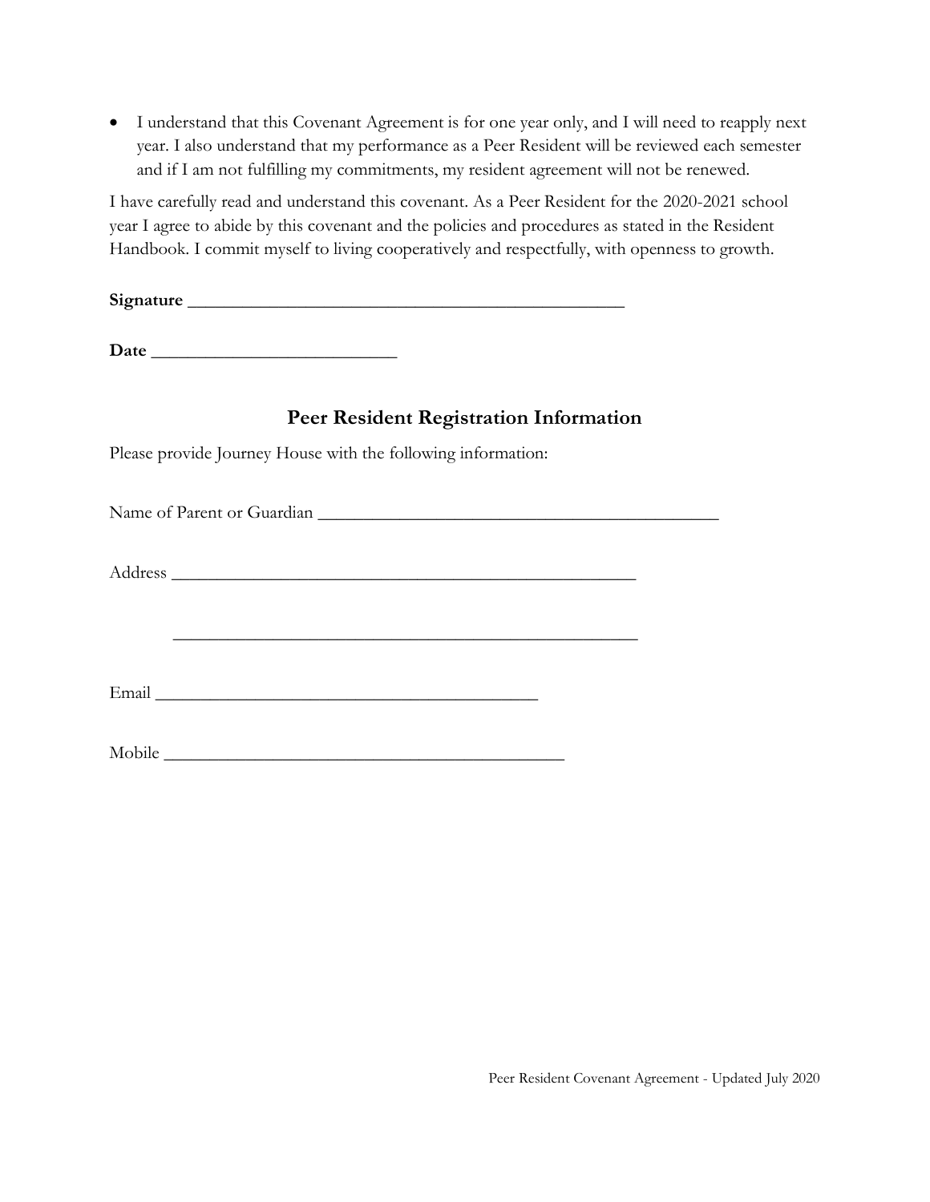- I understand that this Covenant Agreement is for one year only, and I will need to reapply next year. I also understand that my performance as a Peer Resident will be reviewed each semester and if I am not fulfilling my commitments, my resident agreement will not be renewed.

I have carefully read and understand this covenant. As a Peer Resident for the 2020-2021 school year I agree to abide by this covenant and the policies and procedures as stated in the Resident Handbook. I commit myself to living cooperatively and respectfully, with openness to growth.

**Signature** ________________________________________________

**Date** ___________________________

## Peer Resident Registration Information

Please provide Journey House with the following information:

Name of Parent or Guardian ____________________________________________

Address ___________________________________________________

___________________________________________________

Email ___________________________________________

Mobile _____________________________________________